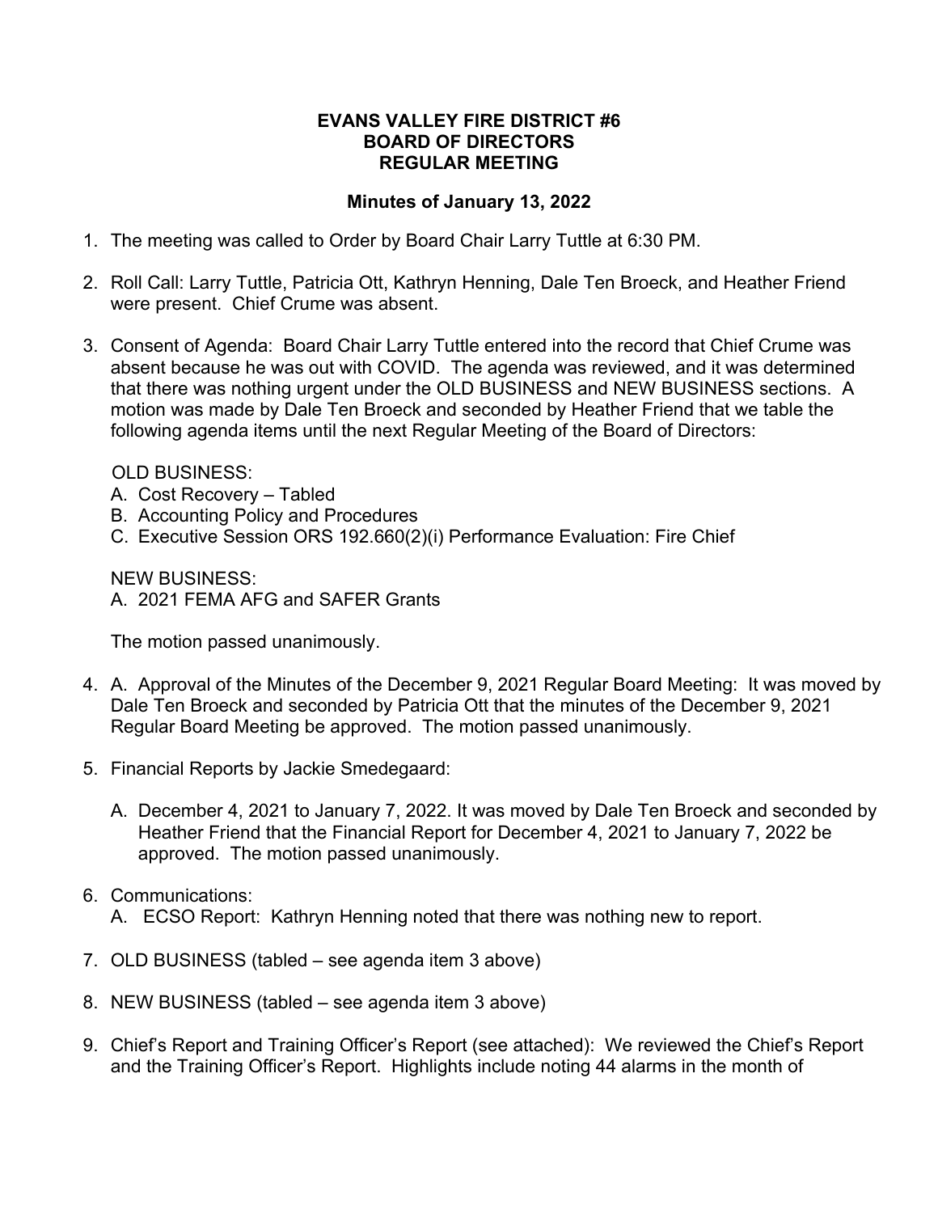# EVANS VALLEY FIRE DISTRICT #6
# BOARD OF DIRECTORS
# REGULAR MEETING

## Minutes of January 13, 2022

1. The meeting was called to Order by Board Chair Larry Tuttle at 6:30 PM.

2. Roll Call: Larry Tuttle, Patricia Ott, Kathryn Henning, Dale Ten Broeck, and Heather Friend were present. Chief Crume was absent.

3. Consent of Agenda: Board Chair Larry Tuttle entered into the record that Chief Crume was absent because he was out with COVID. The agenda was reviewed, and it was determined that there was nothing urgent under the OLD BUSINESS and NEW BUSINESS sections. A motion was made by Dale Ten Broeck and seconded by Heather Friend that we table the following agenda items until the next Regular Meeting of the Board of Directors:

   OLD BUSINESS:
   A. Cost Recovery – Tabled
   B. Accounting Policy and Procedures
   C. Executive Session ORS 192.660(2)(i) Performance Evaluation: Fire Chief

   NEW BUSINESS:
   A. 2021 FEMA AFG and SAFER Grants

   The motion passed unanimously.

4. A. Approval of the Minutes of the December 9, 2021 Regular Board Meeting: It was moved by Dale Ten Broeck and seconded by Patricia Ott that the minutes of the December 9, 2021 Regular Board Meeting be approved. The motion passed unanimously.

5. Financial Reports by Jackie Smedegaard:

   A. December 4, 2021 to January 7, 2022. It was moved by Dale Ten Broeck and seconded by Heather Friend that the Financial Report for December 4, 2021 to January 7, 2022 be approved. The motion passed unanimously.

6. Communications:
   A. ECSO Report: Kathryn Henning noted that there was nothing new to report.

7. OLD BUSINESS (tabled – see agenda item 3 above)

8. NEW BUSINESS (tabled – see agenda item 3 above)

9. Chief's Report and Training Officer's Report (see attached): We reviewed the Chief's Report and the Training Officer's Report. Highlights include noting 44 alarms in the month of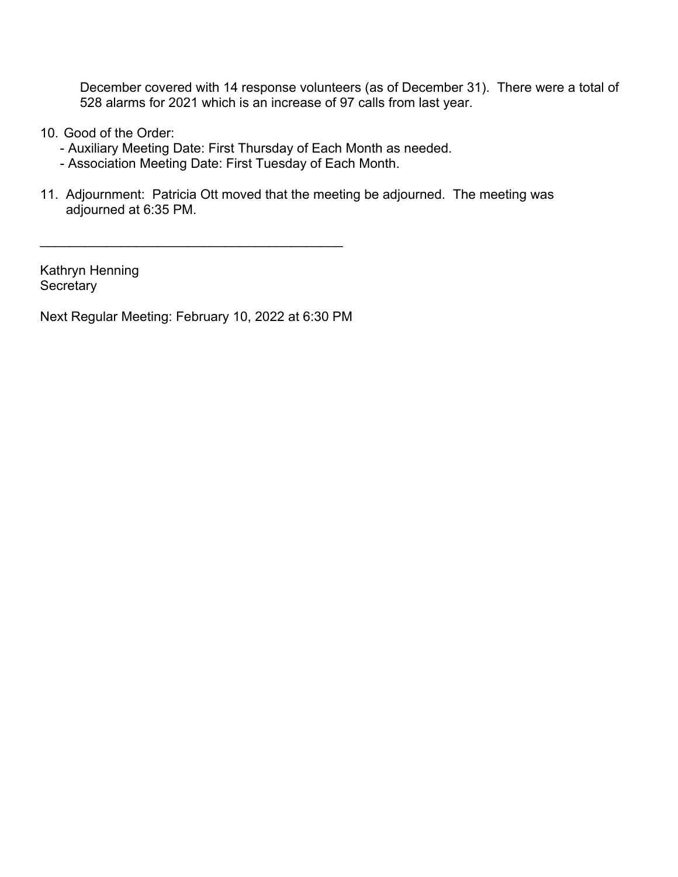December covered with 14 response volunteers (as of December 31). There were a total of 528 alarms for 2021 which is an increase of 97 calls from last year.

10. Good of the Order:
    - Auxiliary Meeting Date: First Thursday of Each Month as needed.
    - Association Meeting Date: First Tuesday of Each Month.

11. Adjournment: Patricia Ott moved that the meeting be adjourned. The meeting was adjourned at 6:35 PM.

\_\_\_\_\_\_\_\_\_\_\_\_\_\_\_\_\_\_\_\_\_\_\_\_\_\_\_\_\_\_\_\_\_\_\_\_\_\_\_\_

Kathryn Henning
Secretary

Next Regular Meeting: February 10, 2022 at 6:30 PM